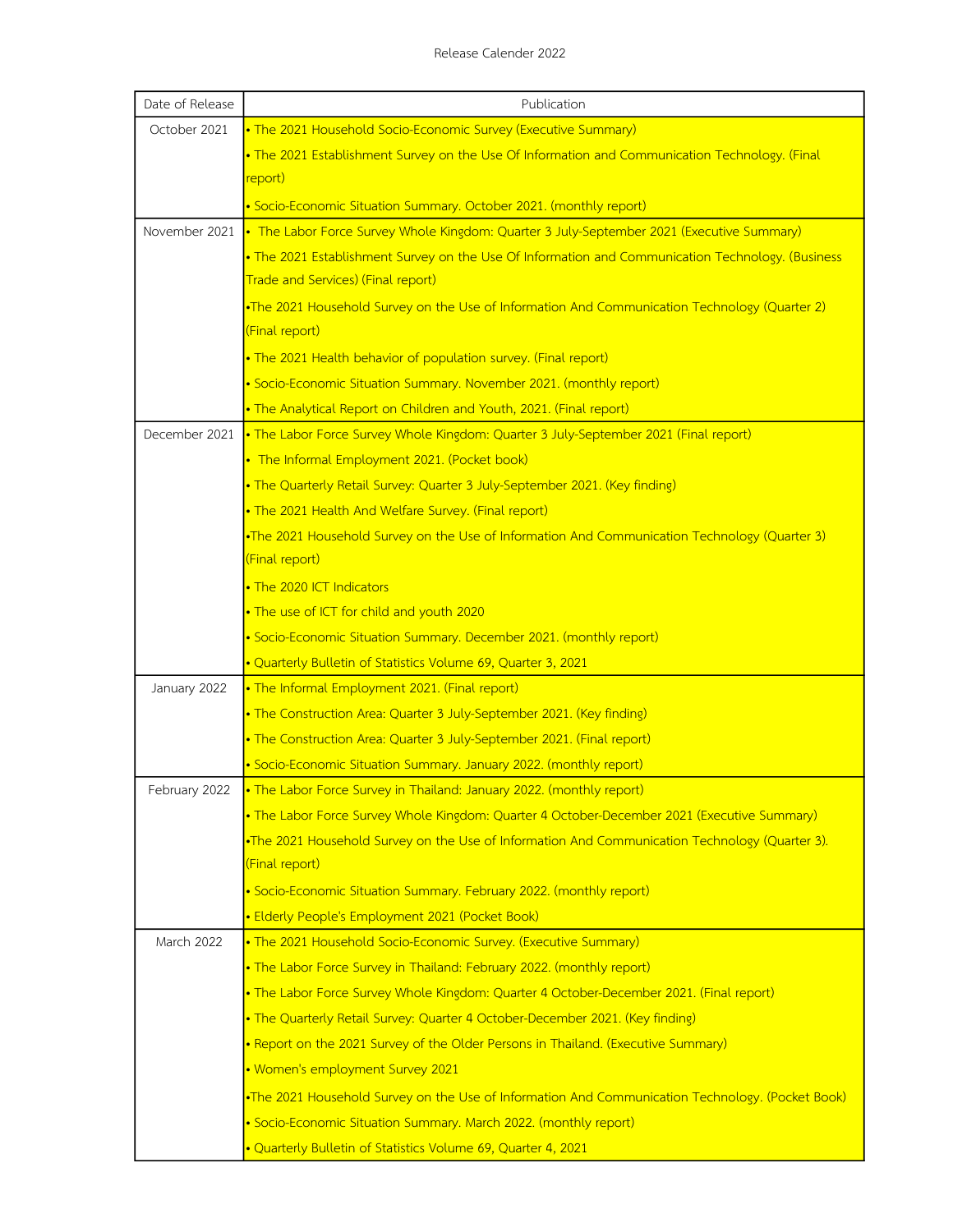Release Calender 2022

| Date of Release | Publication |
|---|---|
| October 2021 | • The 2021 Household Socio-Economic Survey (Executive Summary)<br>• The 2021 Establishment Survey on the Use Of Information and Communication Technology. (Final report)<br>• Socio-Economic Situation Summary. October 2021. (monthly report) |
| November 2021 | • The Labor Force Survey Whole Kingdom: Quarter 3 July-September 2021 (Executive Summary)<br>• The 2021 Establishment Survey on the Use Of Information and Communication Technology. (Business Trade and Services) (Final report)<br>•The 2021 Household Survey on the Use of Information And Communication Technology (Quarter 2) (Final report)<br>• The 2021 Health behavior of population survey. (Final report)<br>• Socio-Economic Situation Summary. November 2021. (monthly report)<br>• The Analytical Report on Children and Youth, 2021. (Final report) |
| December 2021 | • The Labor Force Survey Whole Kingdom: Quarter 3 July-September 2021 (Final report)<br>• The Informal Employment 2021. (Pocket book)<br>• The Quarterly Retail Survey: Quarter 3 July-September 2021. (Key finding)<br>• The 2021 Health And Welfare Survey. (Final report)<br>•The 2021 Household Survey on the Use of Information And Communication Technology (Quarter 3) (Final report)<br>• The 2020 ICT Indicators<br>• The use of ICT for child and youth 2020<br>• Socio-Economic Situation Summary. December 2021. (monthly report)<br>• Quarterly Bulletin of Statistics Volume 69, Quarter 3, 2021 |
| January 2022 | • The Informal Employment 2021. (Final report)<br>• The Construction Area: Quarter 3 July-September 2021. (Key finding)<br>• The Construction Area: Quarter 3 July-September 2021. (Final report)<br>• Socio-Economic Situation Summary. January 2022. (monthly report) |
| February 2022 | • The Labor Force Survey in Thailand: January 2022. (monthly report)<br>• The Labor Force Survey Whole Kingdom: Quarter 4 October-December 2021 (Executive Summary)<br>•The 2021 Household Survey on the Use of Information And Communication Technology (Quarter 3). (Final report)<br>• Socio-Economic Situation Summary. February 2022. (monthly report)<br>• Elderly People's Employment 2021 (Pocket Book) |
| March 2022 | • The 2021 Household Socio-Economic Survey. (Executive Summary)<br>• The Labor Force Survey in Thailand: February 2022. (monthly report)<br>• The Labor Force Survey Whole Kingdom: Quarter 4 October-December 2021. (Final report)<br>• The Quarterly Retail Survey: Quarter 4 October-December 2021. (Key finding)<br>• Report on the 2021 Survey of the Older Persons in Thailand. (Executive Summary)<br>• Women's employment Survey 2021<br>•The 2021 Household Survey on the Use of Information And Communication Technology. (Pocket Book)<br>• Socio-Economic Situation Summary. March 2022. (monthly report)<br>• Quarterly Bulletin of Statistics Volume 69, Quarter 4, 2021 |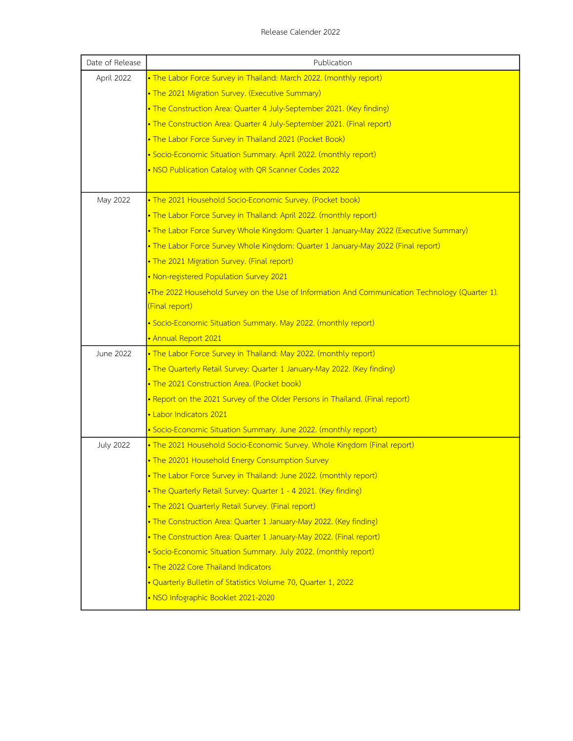Release Calender 2022

| Date of Release | Publication |
| --- | --- |
| April 2022 | • The Labor Force Survey in Thailand: March 2022. (monthly report)<br>• The 2021 Migration Survey. (Executive Summary)<br>• The Construction Area: Quarter 4 July-September 2021. (Key finding)<br>• The Construction Area: Quarter 4 July-September 2021. (Final report)<br>• The Labor Force Survey in Thailand 2021 (Pocket Book)<br>• Socio-Economic Situation Summary. April 2022. (monthly report)<br>• NSO Publication Catalog with QR Scanner Codes 2022 |
| May 2022 | • The 2021 Household Socio-Economic Survey. (Pocket book)<br>• The Labor Force Survey in Thailand: April 2022. (monthly report)<br>• The Labor Force Survey Whole Kingdom: Quarter 1 January-May 2022 (Executive Summary)<br>• The Labor Force Survey Whole Kingdom: Quarter 1 January-May 2022 (Final report)<br>• The 2021 Migration Survey. (Final report)<br>• Non-registered Population Survey 2021<br>•The 2022 Household Survey on the Use of Information And Communication Technology (Quarter 1). (Final report)<br>• Socio-Economic Situation Summary. May 2022. (monthly report)<br>• Annual Report 2021 |
| June 2022 | • The Labor Force Survey in Thailand: May 2022. (monthly report)<br>• The Quarterly Retail Survey: Quarter 1 January-May 2022. (Key finding)<br>• The 2021 Construction Area. (Pocket book)<br>• Report on the 2021 Survey of the Older Persons in Thailand. (Final report)<br>• Labor Indicators 2021<br>• Socio-Economic Situation Summary. June 2022. (monthly report) |
| July 2022 | • The 2021 Household Socio-Economic Survey. Whole Kingdom (Final report)<br>• The 20201 Household Energy Consumption Survey<br>• The Labor Force Survey in Thailand: June 2022. (monthly report)<br>• The Quarterly Retail Survey: Quarter 1 - 4 2021. (Key finding)<br>• The 2021 Quarterly Retail Survey. (Final report)<br>• The Construction Area: Quarter 1 January-May 2022. (Key finding)<br>• The Construction Area: Quarter 1 January-May 2022. (Final report)<br>• Socio-Economic Situation Summary. July 2022. (monthly report)<br>• The 2022 Core Thailand Indicators<br>• Quarterly Bulletin of Statistics Volume 70, Quarter 1, 2022<br>• NSO Infographic Booklet 2021-2020 |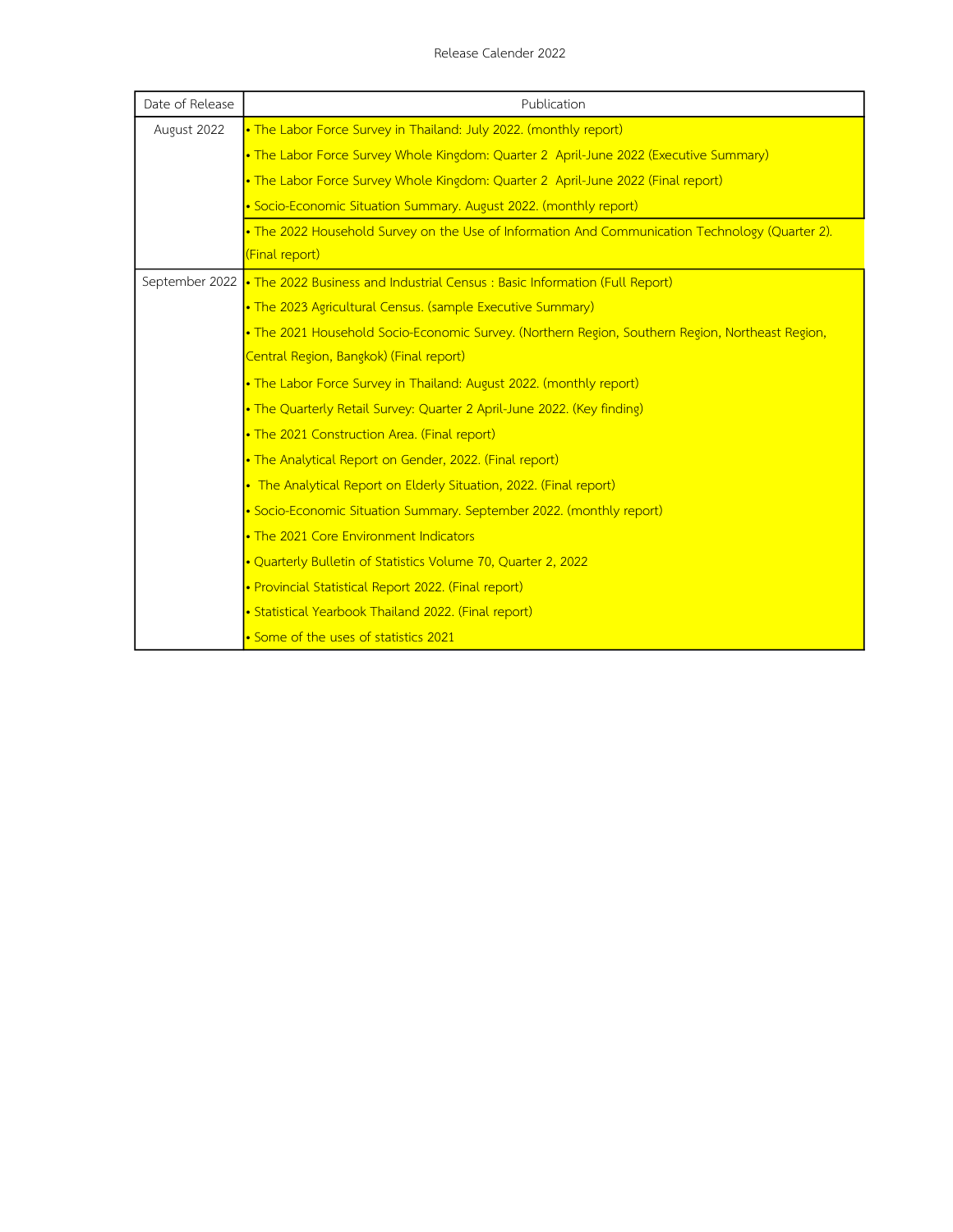Release Calender 2022

| Date of Release | Publication |
| --- | --- |
| August 2022 | • The Labor Force Survey in Thailand: July 2022. (monthly report)<br>• The Labor Force Survey Whole Kingdom: Quarter 2 April-June 2022 (Executive Summary)<br>• The Labor Force Survey Whole Kingdom: Quarter 2 April-June 2022 (Final report)<br>• Socio-Economic Situation Summary. August 2022. (monthly report)<br>• The 2022 Household Survey on the Use of Information And Communication Technology (Quarter 2). (Final report) |
| September 2022 | • The 2022 Business and Industrial Census : Basic Information (Full Report)<br>• The 2023 Agricultural Census. (sample Executive Summary)<br>• The 2021 Household Socio-Economic Survey. (Northern Region, Southern Region, Northeast Region, Central Region, Bangkok) (Final report)<br>• The Labor Force Survey in Thailand: August 2022. (monthly report)<br>• The Quarterly Retail Survey: Quarter 2 April-June 2022. (Key finding)<br>• The 2021 Construction Area. (Final report)<br>• The Analytical Report on Gender, 2022. (Final report)<br>• The Analytical Report on Elderly Situation, 2022. (Final report)<br>• Socio-Economic Situation Summary. September 2022. (monthly report)<br>• The 2021 Core Environment Indicators<br>• Quarterly Bulletin of Statistics Volume 70, Quarter 2, 2022<br>• Provincial Statistical Report 2022. (Final report)<br>• Statistical Yearbook Thailand 2022. (Final report)<br>• Some of the uses of statistics 2021 |